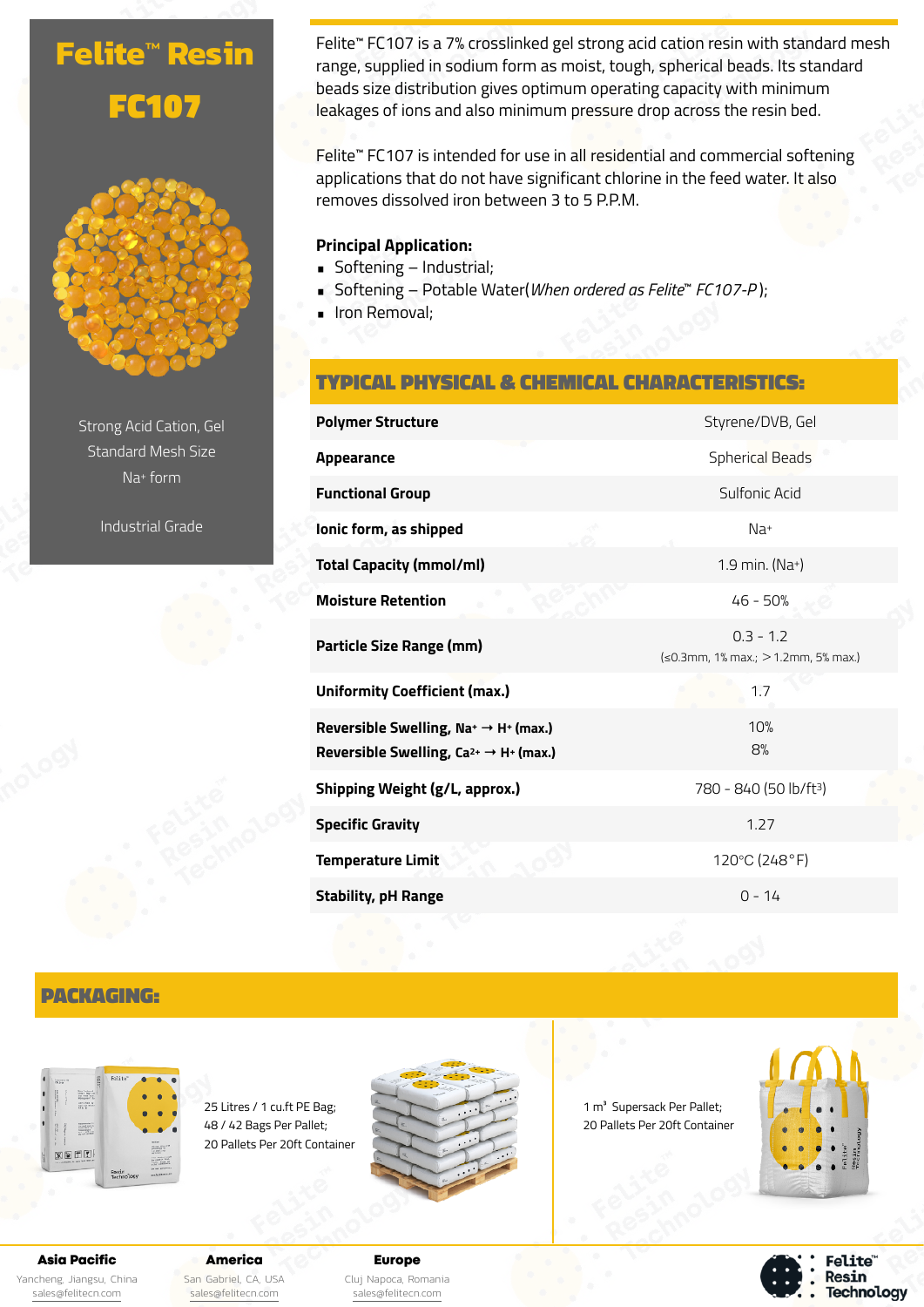# Felite™ Resin FC107

Strong Acid Cation, Gel
Standard Mesh Size
$Na^{+}$ form

Industrial Grade

Felite™ FC107 is a 7% crosslinked gel strong acid cation resin with standard mesh range, supplied in sodium form as moist, tough, spherical beads. Its standard beads size distribution gives optimum operating capacity with minimum leakages of ions and also minimum pressure drop across the resin bed.

Felite™ FC107 is intended for use in all residential and commercial softening applications that do not have significant chlorine in the feed water. It also removes dissolved iron between 3 to 5 P.P.M.

**Principal Application:**

- Softening – Industrial;
- Softening – Potable Water(*When ordered as Felite™ FC107-P*);
- Iron Removal;

## TYPICAL PHYSICAL & CHEMICAL CHARACTERISTICS:

| Property | Value |
|---|---|
| **Polymer Structure** | Styrene/DVB, Gel |
| **Appearance** | Spherical Beads |
| **Functional Group** | Sulfonic Acid |
| **Ionic form, as shipped** | $Na^{+}$ |
| **Total Capacity (mmol/ml)** | 1.9 min. ($Na^{+}$) |
| **Moisture Retention** | 46 - 50% |
| **Particle Size Range (mm)** | 0.3 - 1.2 (≤0.3mm, 1% max.; >1.2mm, 5% max.) |
| **Uniformity Coefficient (max.)** | 1.7 |
| **Reversible Swelling, $Na^{+} \rightarrow H^{+}$ (max.)** | 10% |
| **Reversible Swelling, $Ca^{2+} \rightarrow H^{+}$ (max.)** | 8% |
| **Shipping Weight (g/L, approx.)** | 780 - 840 (50 lb/ft³) |
| **Specific Gravity** | 1.27 |
| **Temperature Limit** | 120°C (248°F) |
| **Stability, pH Range** | 0 - 14 |

## PACKAGING:

25 Litres / 1 cu.ft PE Bag;
48 / 42 Bags Per Pallet;
20 Pallets Per 20ft Container

1 m³ Supersack Per Pallet;
20 Pallets Per 20ft Container

**Asia Pacific**
Yancheng, Jiangsu, China
sales@felitecn.com

**America**
San Gabriel, CA, USA
sales@felitecn.com

**Europe**
Cluj Napoca, Romania
sales@felitecn.com

Felite™ Resin Technology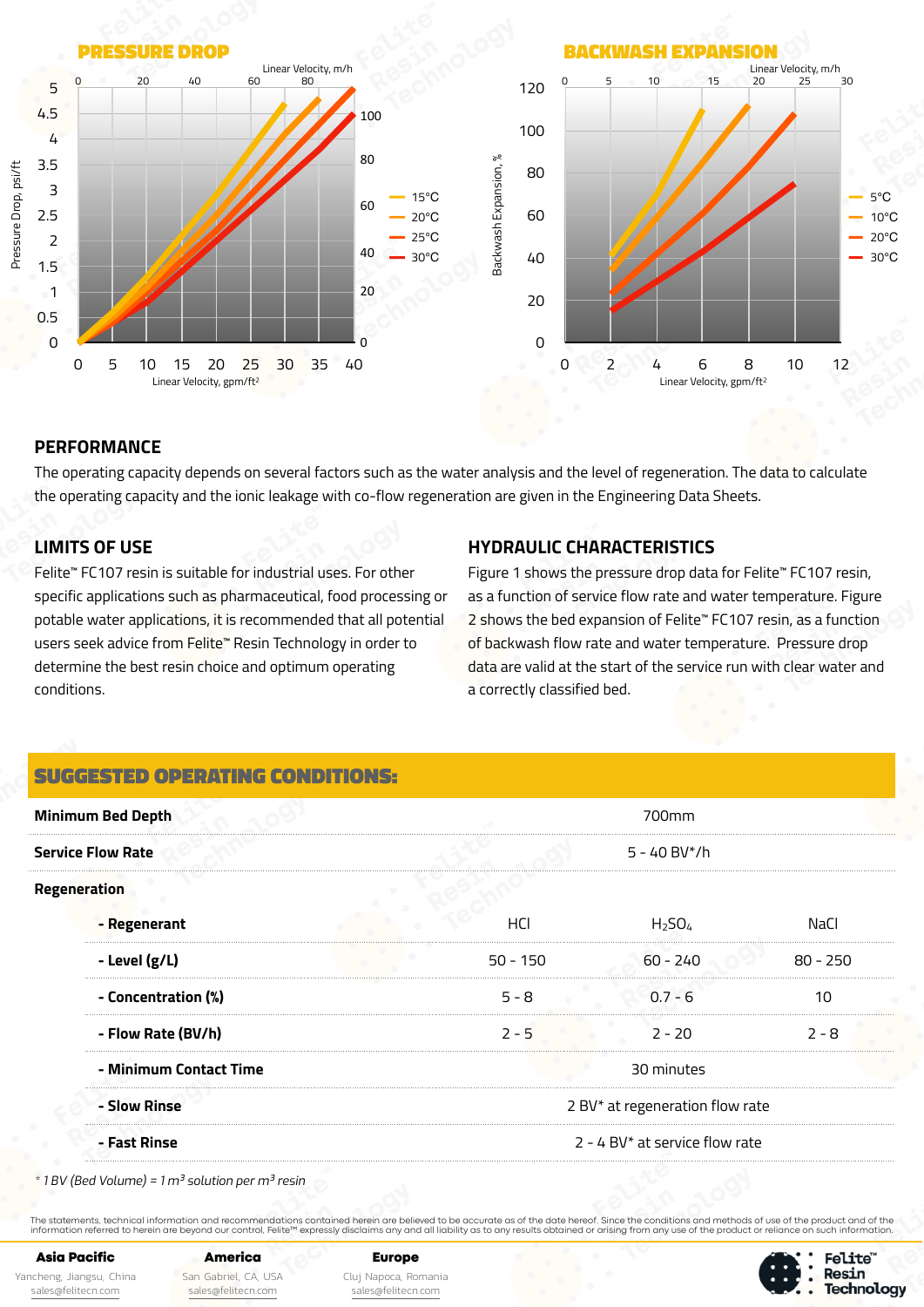## PRESSURE DROP

Linear Velocity, m/h

0 20 40 60 80

100 80 60 40 20 0

Pressure Drop, psi/ft

5 4.5 4 3.5 3 2.5 2 1.5 1 0.5 0

0 5 10 15 20 25 30 35 40

Linear Velocity, gpm/ft²

15°C
20°C
25°C
30°C

## BACKWASH EXPANSION

Linear Velocity, m/h

0 5 10 15 20 25 30

Backwash Expansion, %

120 100 80 60 40 20 0

0 2 4 6 8 10 12

Linear Velocity, gpm/ft²

5°C
10°C
20°C
30°C

## PERFORMANCE

The operating capacity depends on several factors such as the water analysis and the level of regeneration. The data to calculate the operating capacity and the ionic leakage with co-flow regeneration are given in the Engineering Data Sheets.

## LIMITS OF USE

Felite™ FC107 resin is suitable for industrial uses. For other specific applications such as pharmaceutical, food processing or potable water applications, it is recommended that all potential users seek advice from Felite™ Resin Technology in order to determine the best resin choice and optimum operating conditions.

## HYDRAULIC CHARACTERISTICS

Figure 1 shows the pressure drop data for Felite™ FC107 resin, as a function of service flow rate and water temperature. Figure 2 shows the bed expansion of Felite™ FC107 resin, as a function of backwash flow rate and water temperature. Pressure drop data are valid at the start of the service run with clear water and a correctly classified bed.

## SUGGESTED OPERATING CONDITIONS:

| | | | |
|---|---|---|---|
| **Minimum Bed Depth** | 700mm | | |
| **Service Flow Rate** | 5 - 40 BV*/h | | |
| **Regeneration** | | | |
| **- Regenerant** | HCl | $H_2SO_4$ | NaCl |
| **- Level (g/L)** | 50 - 150 | 60 - 240 | 80 - 250 |
| **- Concentration (%)** | 5 - 8 | 0.7 - 6 | 10 |
| **- Flow Rate (BV/h)** | 2 - 5 | 2 - 20 | 2 - 8 |
| **- Minimum Contact Time** | 30 minutes | | |
| **- Slow Rinse** | 2 BV* at regeneration flow rate | | |
| **- Fast Rinse** | 2 - 4 BV* at service flow rate | | |

*\* 1 BV (Bed Volume) = 1 m³ solution per m³ resin*

The statements, technical information and recommendations contained herein are believed to be accurate as of the date hereof. Since the conditions and methods of use of the product and of the information referred to herein are beyond our control, Felite™ expressly disclaims any and all liability as to any results obtained or arising from any use of the product or reliance on such information.

**Asia Pacific**
Yancheng, Jiangsu, China
sales@felitecn.com

**America**
San Gabriel, CA, USA
sales@felitecn.com

**Europe**
Cluj Napoca, Romania
sales@felitecn.com

Felite™ Resin Technology